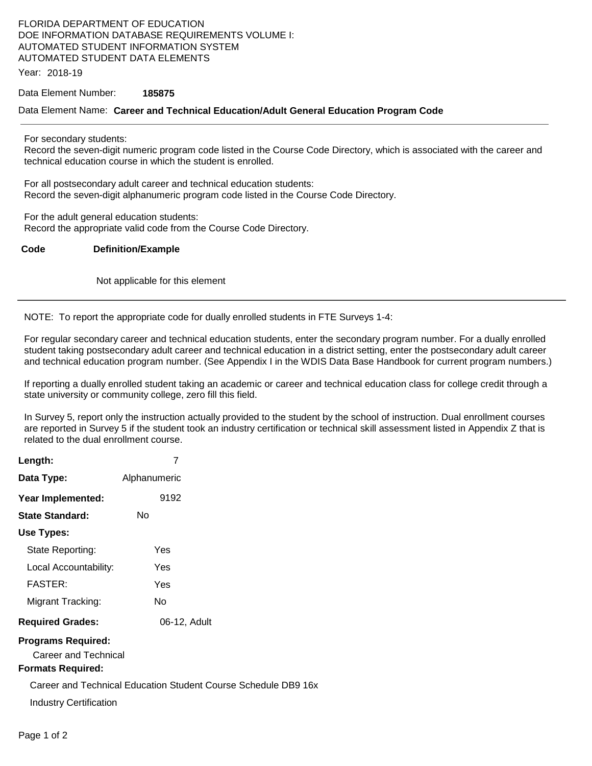FLORIDA DEPARTMENT OF EDUCATION
DOE INFORMATION DATABASE REQUIREMENTS VOLUME I:
AUTOMATED STUDENT INFORMATION SYSTEM
AUTOMATED STUDENT DATA ELEMENTS

Year: 2018-19

Data Element Number: **185875**

Data Element Name: **Career and Technical Education/Adult General Education Program Code**

---

For secondary students:
Record the seven-digit numeric program code listed in the Course Code Directory, which is associated with the career and technical education course in which the student is enrolled.

For all postsecondary adult career and technical education students:
Record the seven-digit alphanumeric program code listed in the Course Code Directory.

For the adult general education students:
Record the appropriate valid code from the Course Code Directory.

| Code | Definition/Example |
|---|---|
| | Not applicable for this element |

---

NOTE: To report the appropriate code for dually enrolled students in FTE Surveys 1-4:

For regular secondary career and technical education students, enter the secondary program number. For a dually enrolled student taking postsecondary adult career and technical education in a district setting, enter the postsecondary adult career and technical education program number. (See Appendix I in the WDIS Data Base Handbook for current program numbers.)

If reporting a dually enrolled student taking an academic or career and technical education class for college credit through a state university or community college, zero fill this field.

In Survey 5, report only the instruction actually provided to the student by the school of instruction. Dual enrollment courses are reported in Survey 5 if the student took an industry certification or technical skill assessment listed in Appendix Z that is related to the dual enrollment course.

**Length:** 7

**Data Type:** Alphanumeric

**Year Implemented:** 9192

**State Standard:** No

**Use Types:**

- State Reporting: Yes
- Local Accountability: Yes
- FASTER: Yes
- Migrant Tracking: No

**Required Grades:** 06-12, Adult

**Programs Required:**

Career and Technical

**Formats Required:**

Career and Technical Education Student Course Schedule DB9 16x

Industry Certification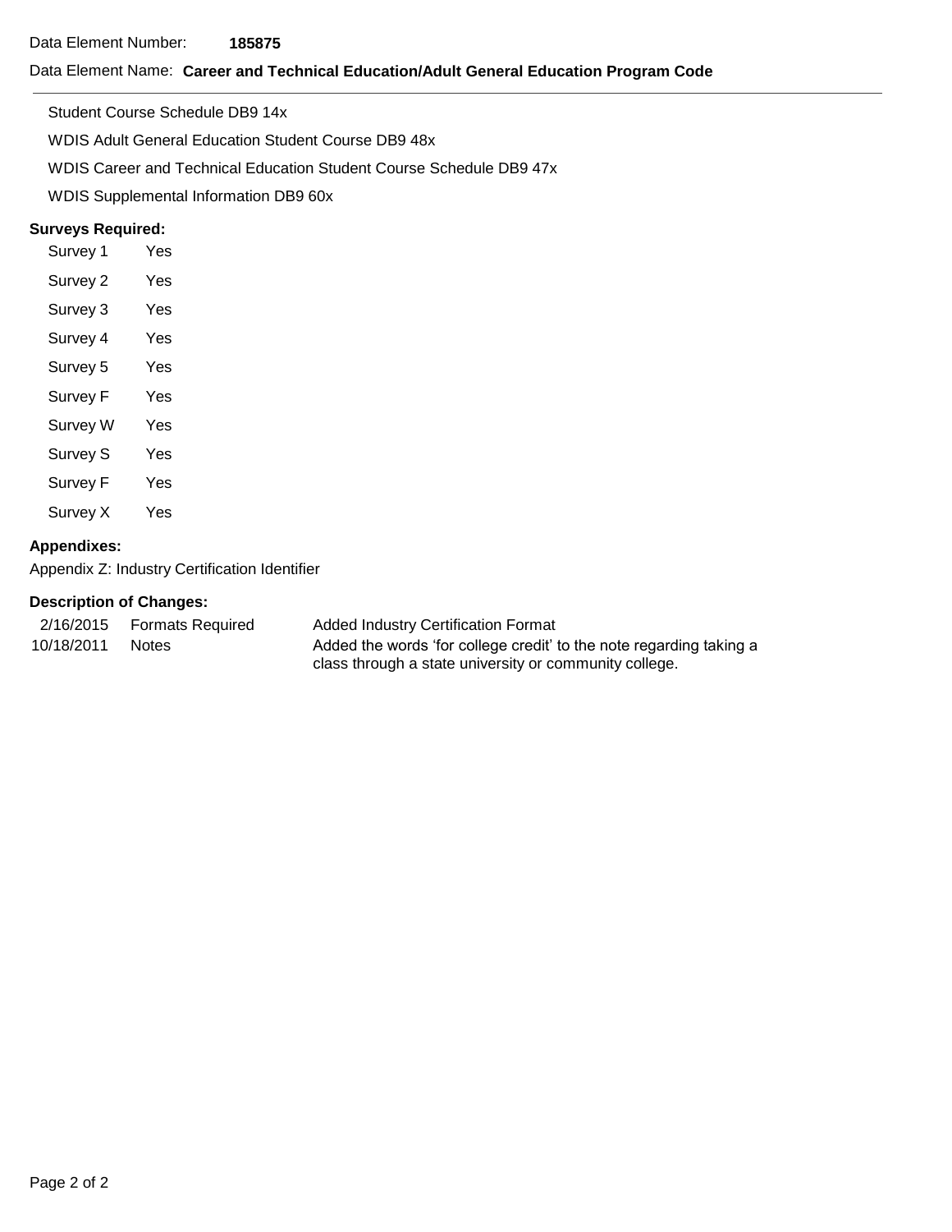Data Element Number: **185875**

Data Element Name: **Career and Technical Education/Adult General Education Program Code**

Student Course Schedule DB9 14x

WDIS Adult General Education Student Course DB9 48x

WDIS Career and Technical Education Student Course Schedule DB9 47x

WDIS Supplemental Information DB9 60x

**Surveys Required:**

| | |
|---|---|
| Survey 1 | Yes |
| Survey 2 | Yes |
| Survey 3 | Yes |
| Survey 4 | Yes |
| Survey 5 | Yes |
| Survey F | Yes |
| Survey W | Yes |
| Survey S | Yes |
| Survey F | Yes |
| Survey X | Yes |

**Appendixes:**

Appendix Z: Industry Certification Identifier

**Description of Changes:**

| | | |
|---|---|---|
| 2/16/2015 | Formats Required | Added Industry Certification Format |
| 10/18/2011 | Notes | Added the words 'for college credit' to the note regarding taking a class through a state university or community college. |